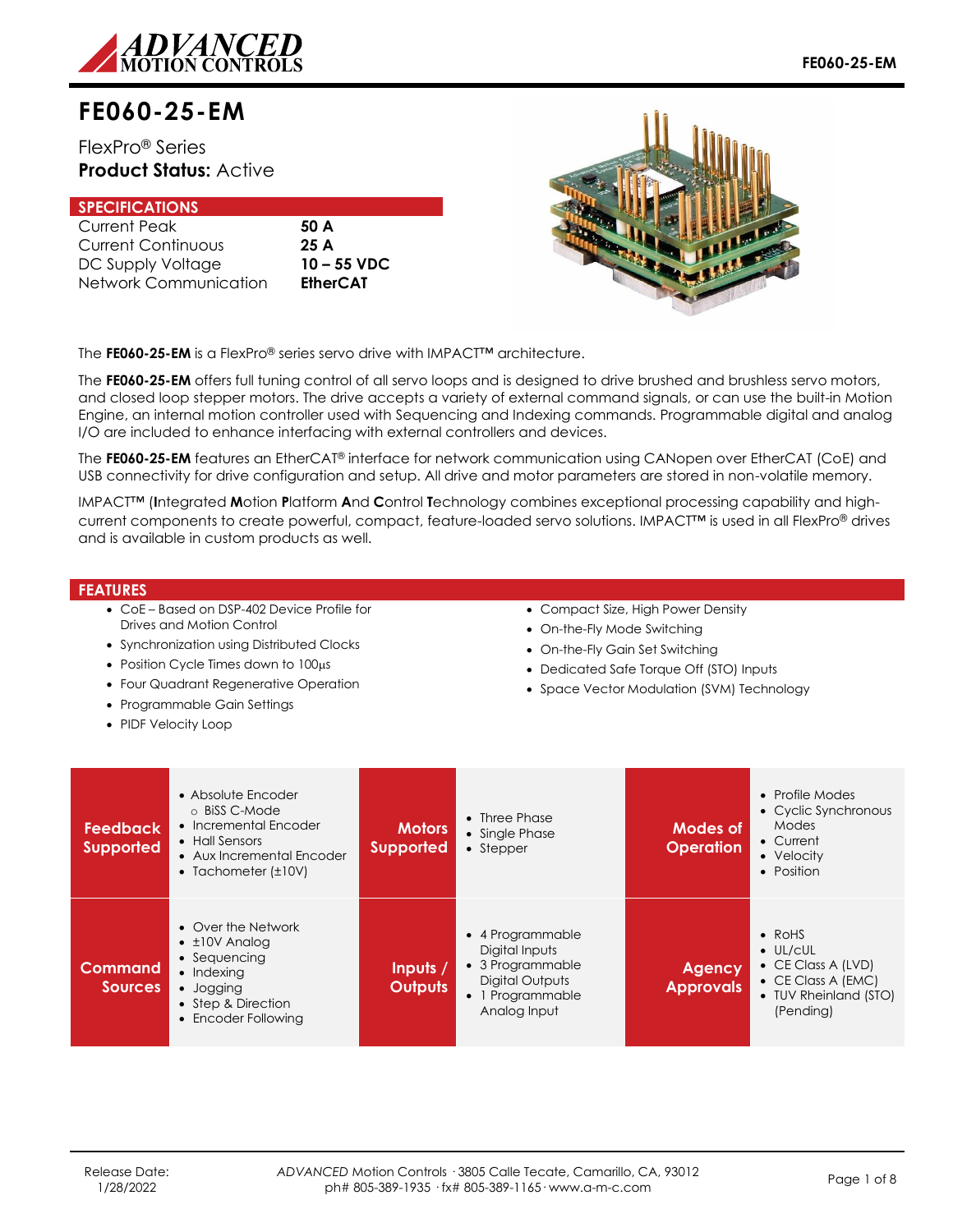# FE060-25-EM

FlexPro® Series
**Product Status:** Active

## SPECIFICATIONS

| | |
|---|---|
| Current Peak | **50 A** |
| Current Continuous | **25 A** |
| DC Supply Voltage | **10 – 55 VDC** |
| Network Communication | **EtherCAT** |

The **FE060-25-EM** is a FlexPro® series servo drive with IMPACT™ architecture.

The **FE060-25-EM** offers full tuning control of all servo loops and is designed to drive brushed and brushless servo motors, and closed loop stepper motors. The drive accepts a variety of external command signals, or can use the built-in Motion Engine, an internal motion controller used with Sequencing and Indexing commands. Programmable digital and analog I/O are included to enhance interfacing with external controllers and devices.

The **FE060-25-EM** features an EtherCAT® interface for network communication using CANopen over EtherCAT (CoE) and USB connectivity for drive configuration and setup. All drive and motor parameters are stored in non-volatile memory.

IMPACT™ (**I**ntegrated **M**otion **P**latform **A**nd **C**ontrol **T**echnology combines exceptional processing capability and high-current components to create powerful, compact, feature-loaded servo solutions. IMPACT™ is used in all FlexPro® drives and is available in custom products as well.

## FEATURES

- CoE – Based on DSP-402 Device Profile for Drives and Motion Control
- Synchronization using Distributed Clocks
- Position Cycle Times down to 100µs
- Four Quadrant Regenerative Operation
- Programmable Gain Settings
- PIDF Velocity Loop
- Compact Size, High Power Density
- On-the-Fly Mode Switching
- On-the-Fly Gain Set Switching
- Dedicated Safe Torque Off (STO) Inputs
- Space Vector Modulation (SVM) Technology

| | | | | | |
|---|---|---|---|---|---|
| **Feedback Supported** | • Absolute Encoder<br>○ BiSS C-Mode<br>• Incremental Encoder<br>• Hall Sensors<br>• Aux Incremental Encoder<br>• Tachometer (±10V) | **Motors Supported** | • Three Phase<br>• Single Phase<br>• Stepper | **Modes of Operation** | • Profile Modes<br>• Cyclic Synchronous Modes<br>• Current<br>• Velocity<br>• Position |
| **Command Sources** | • Over the Network<br>• ±10V Analog<br>• Sequencing<br>• Indexing<br>• Jogging<br>• Step & Direction<br>• Encoder Following | **Inputs / Outputs** | • 4 Programmable Digital Inputs<br>• 3 Programmable Digital Outputs<br>• 1 Programmable Analog Input | **Agency Approvals** | • RoHS<br>• UL/cUL<br>• CE Class A (LVD)<br>• CE Class A (EMC)<br>• TUV Rheinland (STO) (Pending) |

Release Date: 1/28/2022

*ADVANCED* Motion Controls · 3805 Calle Tecate, Camarillo, CA, 93012
ph# 805-389-1935 · fx# 805-389-1165 · www.a-m-c.com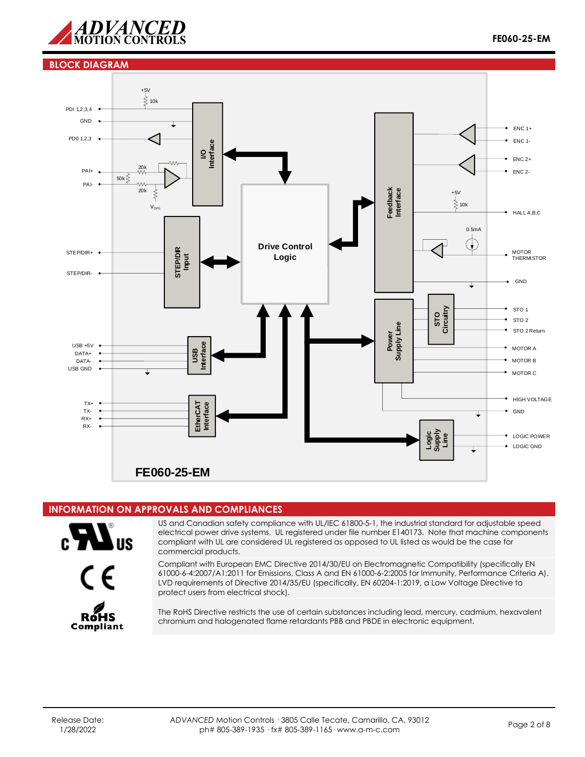## BLOCK DIAGRAM

PDI 1,2,3,4
GND
PDO 1,2,3
PAI+
PAI-
+5V
10k
20k
50k
20k
$V_{OFS}$

I/O Interface

STEP/DIR+
STEP/DIR-

STEP/DIR Input

Drive Control Logic

USB +5V
DATA+
DATA-
USB GND

USB Interface

TX+
TX-
RX+
RX-

EtherCAT Interface

Feedback Interface

ENC 1+
ENC 1-
ENC 2+
ENC 2-
+5V
10k
HALL A,B,C
0.5mA
MOTOR THERMISTOR
GND

STO Circuitry

STO 1
STO 2
STO 2 Return

Power Supply Line

MOTOR A
MOTOR B
MOTOR C
HIGH VOLTAGE
GND

Logic Supply Line

LOGIC POWER
LOGIC GND

FE060-25-EM

## INFORMATION ON APPROVALS AND COMPLIANCES

US and Canadian safety compliance with UL/IEC 61800-5-1, the industrial standard for adjustable speed electrical power drive systems. UL registered under file number E140173. Note that machine components compliant with UL are considered UL registered as opposed to UL listed as would be the case for commercial products.

Compliant with European EMC Directive 2014/30/EU on Electromagnetic Compatibility (specifically EN 61000-6-4:2007/A1:2011 for Emissions, Class A and EN 61000-6-2:2005 for Immunity, Performance Criteria A). LVD requirements of Directive 2014/35/EU (specifically, EN 60204-1:2019, a Low Voltage Directive to protect users from electrical shock).

The RoHS Directive restricts the use of certain substances including lead, mercury, cadmium, hexavalent chromium and halogenated flame retardants PBB and PBDE in electronic equipment.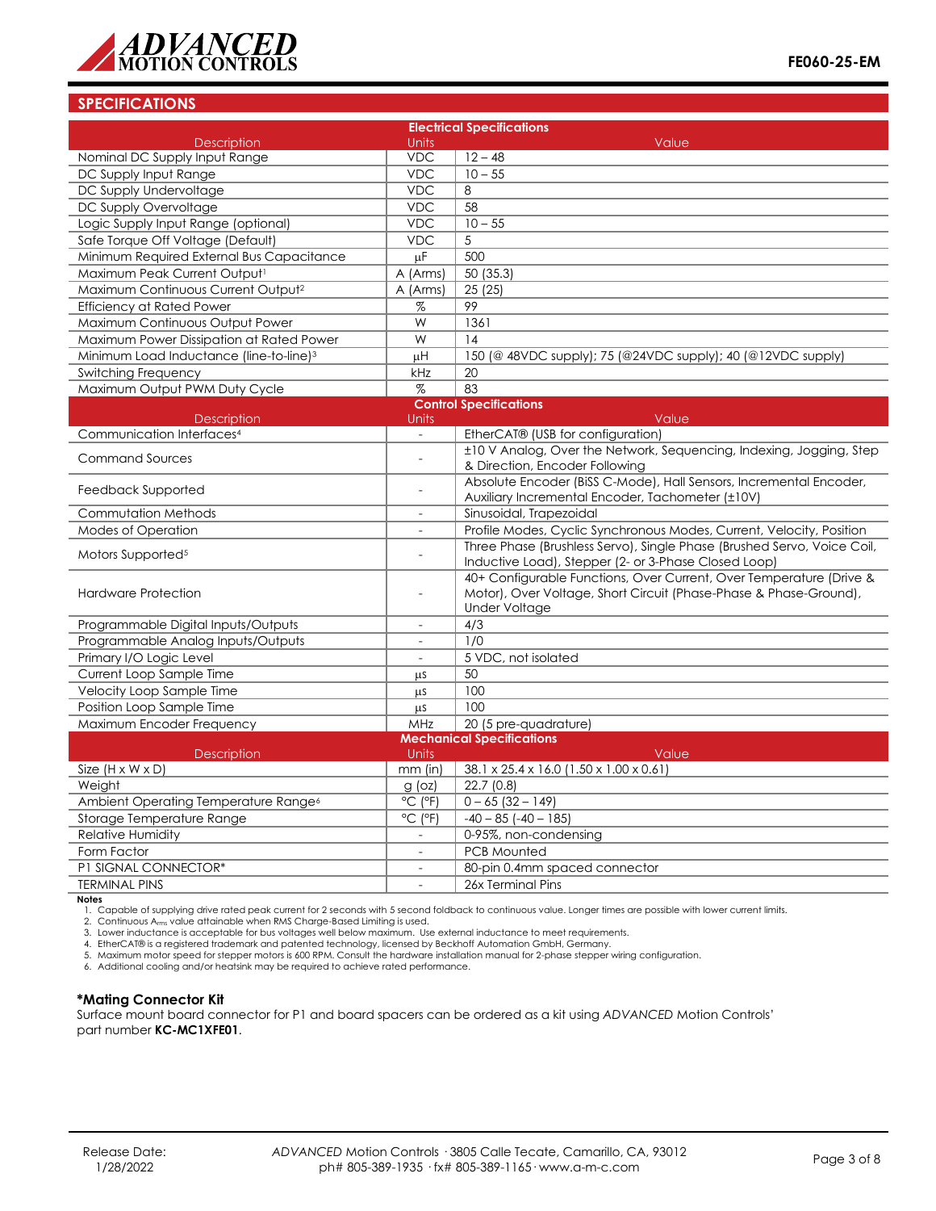## SPECIFICATIONS

| Electrical Specifications | | |
|---|---|---|
| **Description** | **Units** | **Value** |
| Nominal DC Supply Input Range | VDC | 12 – 48 |
| DC Supply Input Range | VDC | 10 – 55 |
| DC Supply Undervoltage | VDC | 8 |
| DC Supply Overvoltage | VDC | 58 |
| Logic Supply Input Range (optional) | VDC | 10 – 55 |
| Safe Torque Off Voltage (Default) | VDC | 5 |
| Minimum Required External Bus Capacitance | μF | 500 |
| Maximum Peak Current Output[1] | A (Arms) | 50 (35.3) |
| Maximum Continuous Current Output[2] | A (Arms) | 25 (25) |
| Efficiency at Rated Power | % | 99 |
| Maximum Continuous Output Power | W | 1361 |
| Maximum Power Dissipation at Rated Power | W | 14 |
| Minimum Load Inductance (line-to-line)[3] | μH | 150 (@ 48VDC supply); 75 (@24VDC supply); 40 (@12VDC supply) |
| Switching Frequency | kHz | 20 |
| Maximum Output PWM Duty Cycle | % | 83 |

| Control Specifications | | |
|---|---|---|
| **Description** | **Units** | **Value** |
| Communication Interfaces[4] | - | EtherCAT® (USB for configuration) |
| Command Sources | - | ±10 V Analog, Over the Network, Sequencing, Indexing, Jogging, Step & Direction, Encoder Following |
| Feedback Supported | - | Absolute Encoder (BiSS C-Mode), Hall Sensors, Incremental Encoder, Auxiliary Incremental Encoder, Tachometer (±10V) |
| Commutation Methods | - | Sinusoidal, Trapezoidal |
| Modes of Operation | - | Profile Modes, Cyclic Synchronous Modes, Current, Velocity, Position |
| Motors Supported[5] | - | Three Phase (Brushless Servo), Single Phase (Brushed Servo, Voice Coil, Inductive Load), Stepper (2- or 3-Phase Closed Loop) |
| Hardware Protection | - | 40+ Configurable Functions, Over Current, Over Temperature (Drive & Motor), Over Voltage, Short Circuit (Phase-Phase & Phase-Ground), Under Voltage |
| Programmable Digital Inputs/Outputs | - | 4/3 |
| Programmable Analog Inputs/Outputs | - | 1/0 |
| Primary I/O Logic Level | - | 5 VDC, not isolated |
| Current Loop Sample Time | μs | 50 |
| Velocity Loop Sample Time | μs | 100 |
| Position Loop Sample Time | μs | 100 |
| Maximum Encoder Frequency | MHz | 20 (5 pre-quadrature) |

| Mechanical Specifications | | |
|---|---|---|
| **Description** | **Units** | **Value** |
| Size (H x W x D) | mm (in) | 38.1 x 25.4 x 16.0 (1.50 x 1.00 x 0.61) |
| Weight | g (oz) | 22.7 (0.8) |
| Ambient Operating Temperature Range[6] | °C (°F) | 0 – 65 (32 – 149) |
| Storage Temperature Range | °C (°F) | -40 – 85 (-40 – 185) |
| Relative Humidity | - | 0-95%, non-condensing |
| Form Factor | - | PCB Mounted |
| P1 SIGNAL CONNECTOR* | - | 80-pin 0.4mm spaced connector |
| TERMINAL PINS | - | 26x Terminal Pins |

**Notes**

1. Capable of supplying drive rated peak current for 2 seconds with 5 second foldback to continuous value. Longer times are possible with lower current limits.
2. Continuous $A_{rms}$ value attainable when RMS Charge-Based Limiting is used.
3. Lower inductance is acceptable for bus voltages well below maximum. Use external inductance to meet requirements.
4. EtherCAT® is a registered trademark and patented technology, licensed by Beckhoff Automation GmbH, Germany.
5. Maximum motor speed for stepper motors is 600 RPM. Consult the hardware installation manual for 2-phase stepper wiring configuration.
6. Additional cooling and/or heatsink may be required to achieve rated performance.

### *Mating Connector Kit

Surface mount board connector for P1 and board spacers can be ordered as a kit using *ADVANCED* Motion Controls' part number **KC-MC1XFE01**.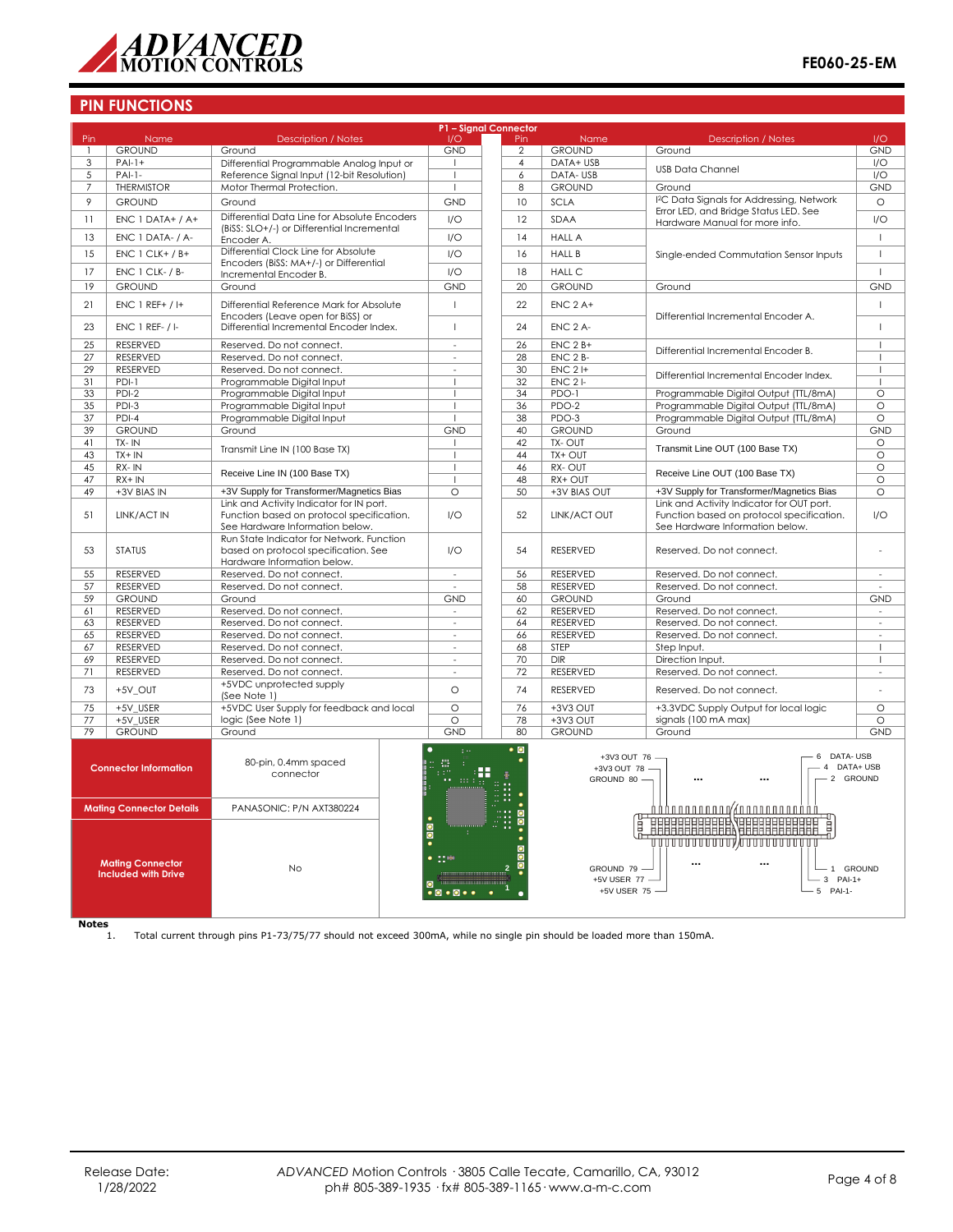## PIN FUNCTIONS

| P1 – Signal Connector | | | | | | | |
|---|---|---|---|---|---|---|---|
| Pin | Name | Description / Notes | I/O | Pin | Name | Description / Notes | I/O |
| 1 | GROUND | Ground | GND | 2 | GROUND | Ground | GND |
| 3 | PAI-1+ | Differential Programmable Analog Input or Reference Signal Input (12-bit Resolution) | I | 4 | DATA+ USB | USB Data Channel | I/O |
| 5 | PAI-1- | | I | 6 | DATA- USB | | I/O |
| 7 | THERMISTOR | Motor Thermal Protection. | I | 8 | GROUND | Ground | GND |
| 9 | GROUND | Ground | GND | 10 | SCLA | I²C Data Signals for Addressing, Network Error LED, and Bridge Status LED. See Hardware Manual for more info. | O |
| 11 | ENC 1 DATA+ / A+ | Differential Data Line for Absolute Encoders (BiSS: SLO+/-) or Differential Incremental Encoder A. | I/O | 12 | SDAA | | I/O |
| 13 | ENC 1 DATA- / A- | | I/O | 14 | HALL A | Single-ended Commutation Sensor Inputs | I |
| 15 | ENC 1 CLK+ / B+ | Differential Clock Line for Absolute Encoders (BiSS: MA+/-) or Differential Incremental Encoder B. | I/O | 16 | HALL B | | I |
| 17 | ENC 1 CLK- / B- | | I/O | 18 | HALL C | | I |
| 19 | GROUND | Ground | GND | 20 | GROUND | Ground | GND |
| 21 | ENC 1 REF+ / I+ | Differential Reference Mark for Absolute Encoders (Leave open for BiSS) or Differential Incremental Encoder Index. | I | 22 | ENC 2 A+ | Differential Incremental Encoder A. | I |
| 23 | ENC 1 REF- / I- | | I | 24 | ENC 2 A- | | I |
| 25 | RESERVED | Reserved. Do not connect. | - | 26 | ENC 2 B+ | Differential Incremental Encoder B. | I |
| 27 | RESERVED | Reserved. Do not connect. | - | 28 | ENC 2 B- | | I |
| 29 | RESERVED | Reserved. Do not connect. | - | 30 | ENC 2 I+ | Differential Incremental Encoder Index. | I |
| 31 | PDI-1 | Programmable Digital Input | I | 32 | ENC 2 I- | | I |
| 33 | PDI-2 | Programmable Digital Input | I | 34 | PDO-1 | Programmable Digital Output (TTL/8mA) | O |
| 35 | PDI-3 | Programmable Digital Input | I | 36 | PDO-2 | Programmable Digital Output (TTL/8mA) | O |
| 37 | PDI-4 | Programmable Digital Input | I | 38 | PDO-3 | Programmable Digital Output (TTL/8mA) | O |
| 39 | GROUND | Ground | GND | 40 | GROUND | Ground | GND |
| 41 | TX- IN | Transmit Line IN (100 Base TX) | I | 42 | TX- OUT | Transmit Line OUT (100 Base TX) | O |
| 43 | TX+ IN | | I | 44 | TX+ OUT | | O |
| 45 | RX- IN | Receive Line IN (100 Base TX) | I | 46 | RX- OUT | Receive Line OUT (100 Base TX) | O |
| 47 | RX+ IN | | I | 48 | RX+ OUT | | O |
| 49 | +3V BIAS IN | +3V Supply for Transformer/Magnetics Bias | O | 50 | +3V BIAS OUT | +3V Supply for Transformer/Magnetics Bias | O |
| 51 | LINK/ACT IN | Link and Activity Indicator for IN port. Function based on protocol specification. See Hardware Information below. | I/O | 52 | LINK/ACT OUT | Link and Activity Indicator for OUT port. Function based on protocol specification. See Hardware Information below. | I/O |
| 53 | STATUS | Run State Indicator for Network. Function based on protocol specification. See Hardware Information below. | I/O | 54 | RESERVED | Reserved. Do not connect. | - |
| 55 | RESERVED | Reserved. Do not connect. | - | 56 | RESERVED | Reserved. Do not connect. | - |
| 57 | RESERVED | Reserved. Do not connect. | - | 58 | RESERVED | Reserved. Do not connect. | - |
| 59 | GROUND | Ground | GND | 60 | GROUND | Ground | GND |
| 61 | RESERVED | Reserved. Do not connect. | - | 62 | RESERVED | Reserved. Do not connect. | - |
| 63 | RESERVED | Reserved. Do not connect. | - | 64 | RESERVED | Reserved. Do not connect. | - |
| 65 | RESERVED | Reserved. Do not connect. | - | 66 | RESERVED | Reserved. Do not connect. | - |
| 67 | RESERVED | Reserved. Do not connect. | - | 68 | STEP | Step Input. | I |
| 69 | RESERVED | Reserved. Do not connect. | - | 70 | DIR | Direction Input. | I |
| 71 | RESERVED | Reserved. Do not connect. | - | 72 | RESERVED | Reserved. Do not connect. | - |
| 73 | +5V_OUT | +5VDC unprotected supply (See Note 1) | O | 74 | RESERVED | Reserved. Do not connect. | - |
| 75 | +5V_USER | +5VDC User Supply for feedback and local logic (See Note 1) | O | 76 | +3V3 OUT | +3.3VDC Supply Output for local logic signals (100 mA max) | O |
| 77 | +5V_USER | | O | 78 | +3V3 OUT | | O |
| 79 | GROUND | Ground | GND | 80 | GROUND | Ground | GND |

| | |
|---|---|
| **Connector Information** | 80-pin, 0.4mm spaced connector |
| **Mating Connector Details** | PANASONIC: P/N AXT380224 |
| **Mating Connector Included with Drive** | No |

+3V3 OUT 76, +3V3 OUT 78, GROUND 80, 6 DATA- USB, 4 DATA+ USB, 2 GROUND, GROUND 79, +5V USER 77, +5V USER 75, 1 GROUND, 3 PAI-1+, 5 PAI-1-

**Notes**

1. Total current through pins P1-73/75/77 should not exceed 300mA, while no single pin should be loaded more than 150mA.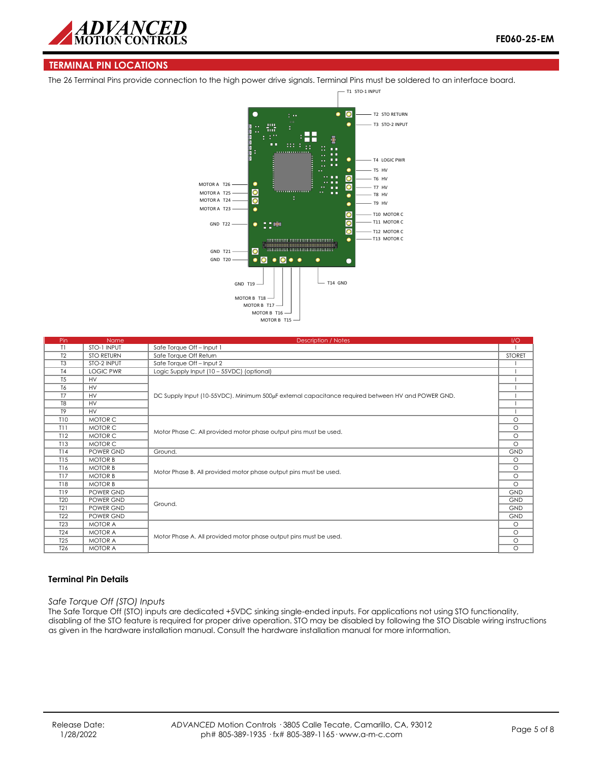## TERMINAL PIN LOCATIONS

The 26 Terminal Pins provide connection to the high power drive signals. Terminal Pins must be soldered to an interface board.

| Pin | Name | Description / Notes | I/O |
|---|---|---|---|
| T1 | STO-1 INPUT | Safe Torque Off – Input 1 | I |
| T2 | STO RETURN | Safe Torque Off Return | STORET |
| T3 | STO-2 INPUT | Safe Torque Off – Input 2 | I |
| T4 | LOGIC PWR | Logic Supply Input (10 – 55VDC) (optional) | I |
| T5 | HV | DC Supply Input (10-55VDC). Minimum 500µF external capacitance required between HV and POWER GND. | I |
| T6 | HV | | I |
| T7 | HV | | I |
| T8 | HV | | I |
| T9 | HV | | I |
| T10 | MOTOR C | Motor Phase C. All provided motor phase output pins must be used. | O |
| T11 | MOTOR C | | O |
| T12 | MOTOR C | | O |
| T13 | MOTOR C | | O |
| T14 | POWER GND | Ground. | GND |
| T15 | MOTOR B | Motor Phase B. All provided motor phase output pins must be used. | O |
| T16 | MOTOR B | | O |
| T17 | MOTOR B | | O |
| T18 | MOTOR B | | O |
| T19 | POWER GND | Ground. | GND |
| T20 | POWER GND | | GND |
| T21 | POWER GND | | GND |
| T22 | POWER GND | | GND |
| T23 | MOTOR A | Motor Phase A. All provided motor phase output pins must be used. | O |
| T24 | MOTOR A | | O |
| T25 | MOTOR A | | O |
| T26 | MOTOR A | | O |

### Terminal Pin Details

*Safe Torque Off (STO) Inputs*

The Safe Torque Off (STO) inputs are dedicated +5VDC sinking single-ended inputs. For applications not using STO functionality, disabling of the STO feature is required for proper drive operation. STO may be disabled by following the STO Disable wiring instructions as given in the hardware installation manual. Consult the hardware installation manual for more information.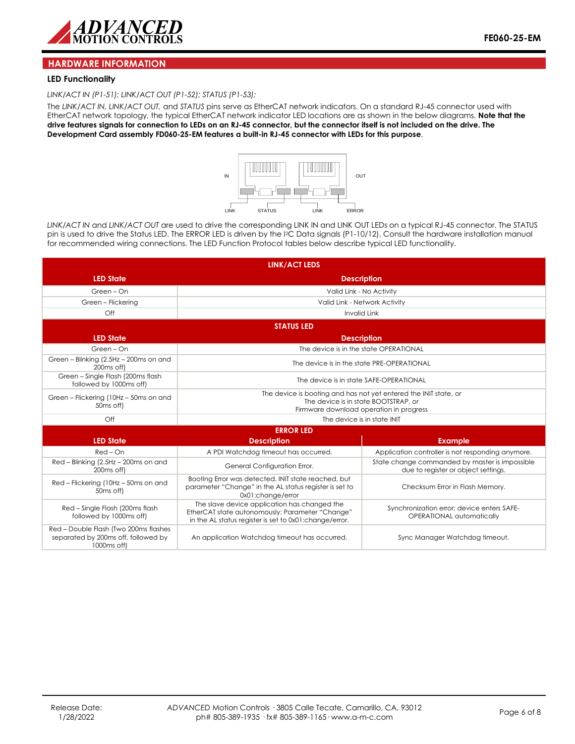## HARDWARE INFORMATION

### LED Functionality

*LINK/ACT IN (P1-51); LINK/ACT OUT (P1-52); STATUS (P1-53);*

The *LINK/ACT IN, LINK/ACT OUT,* and *STATUS* pins serve as EtherCAT network indicators. On a standard RJ-45 connector used with EtherCAT network topology, the typical EtherCAT network indicator LED locations are as shown in the below diagrams. **Note that the drive features signals for connection to LEDs on an RJ-45 connector, but the connector itself is not included on the drive. The Development Card assembly FD060-25-EM features a built-in RJ-45 connector with LEDs for this purpose**.

IN OUT

LINK STATUS LINK ERROR

*LINK/ACT IN* and *LINK/ACT OUT* are used to drive the corresponding LINK IN and LINK OUT LEDs on a typical RJ-45 connector. The STATUS pin is used to drive the Status LED. The ERROR LED is driven by the I²C Data signals (P1-10/12). Consult the hardware installation manual for recommended wiring connections. The LED Function Protocol tables below describe typical LED functionality.

| LINK/ACT LEDS | |
|---|---|
| **LED State** | **Description** |
| Green – On | Valid Link - No Activity |
| Green – Flickering | Valid Link - Network Activity |
| Off | Invalid Link |

| STATUS LED | |
|---|---|
| **LED State** | **Description** |
| Green – On | The device is in the state OPERATIONAL |
| Green – Blinking (2.5Hz – 200ms on and 200ms off) | The device is in the state PRE-OPERATIONAL |
| Green – Single Flash (200ms flash followed by 1000ms off) | The device is in state SAFE-OPERATIONAL |
| Green – Flickering (10Hz – 50ms on and 50ms off) | The device is booting and has not yet entered the INIT state, or The device is in state BOOTSTRAP, or Firmware download operation in progress |
| Off | The device is in state INIT |

| ERROR LED | | |
|---|---|---|
| **LED State** | **Description** | **Example** |
| Red – On | A PDI Watchdog timeout has occurred. | Application controller is not responding anymore. |
| Red – Blinking (2.5Hz – 200ms on and 200ms off) | General Configuration Error. | State change commanded by master is impossible due to register or object settings. |
| Red – Flickering (10Hz – 50ms on and 50ms off) | Booting Error was detected. INIT state reached, but parameter "Change" in the AL status register is set to 0x01:change/error | Checksum Error in Flash Memory. |
| Red – Single Flash (200ms flash followed by 1000ms off) | The slave device application has changed the EtherCAT state autonomously: Parameter "Change" in the AL status register is set to 0x01:change/error. | Synchronization error; device enters SAFE-OPERATIONAL automatically |
| Red – Double Flash (Two 200ms flashes separated by 200ms off, followed by 1000ms off) | An application Watchdog timeout has occurred. | Sync Manager Watchdog timeout. |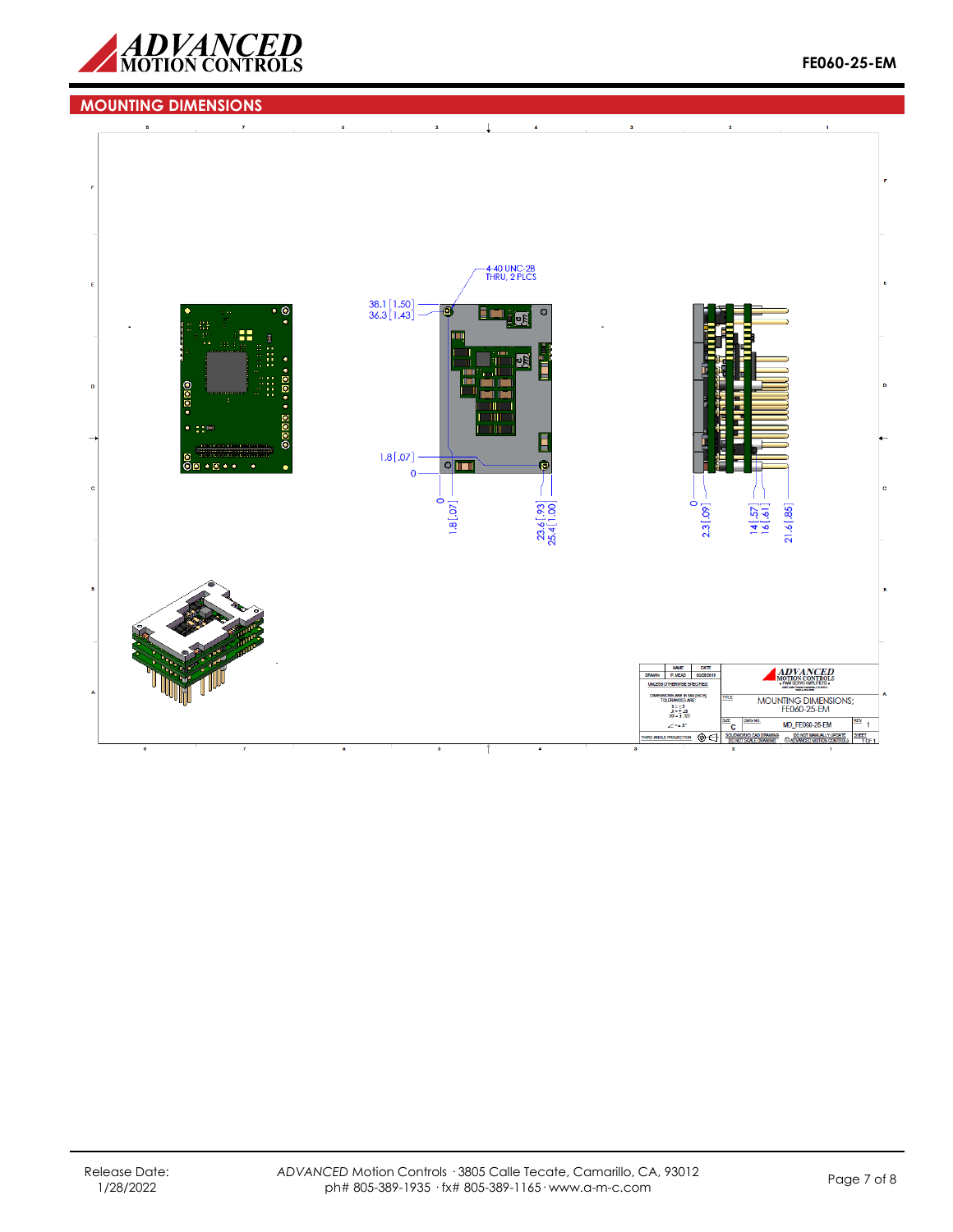## MOUNTING DIMENSIONS

4-40 UNC-2B
THRU, 2 PLCS

38.1 [1.50]
36.3 [1.43]

1.8 [.07]
0

0
1.8 [.07]
23.6 [.93]
25.4 [1.00]

0
2.3 [.09]
14 [.57]
16 [.61]
21.6 [.85]

| NAME | DATE |
|---|---|
| DRAWN: P. MEAD | 02/28/2019 |

UNLESS OTHERWISE SPECIFIED:
DIMENSIONS ARE IN MM [INCH]
TOLERANCES ARE:
X = ±.5
.X = ±.25
.XX = ±.127
∠ = ±.5°

THIRD ANGLE PROJECTION

ADVANCED MOTION CONTROLS

TITLE: MOUNTING DIMENSIONS; FE060-25-EM

SIZE: C
DWG NO.: MD_FE060-25-EM
REV: 1

SOLIDWORKS CAD DRAWING
DO NOT SCALE DRAWING
DO NOT MANUALLY UPDATE
© ADVANCED MOTION CONTROLS
SHEET 1 OF 1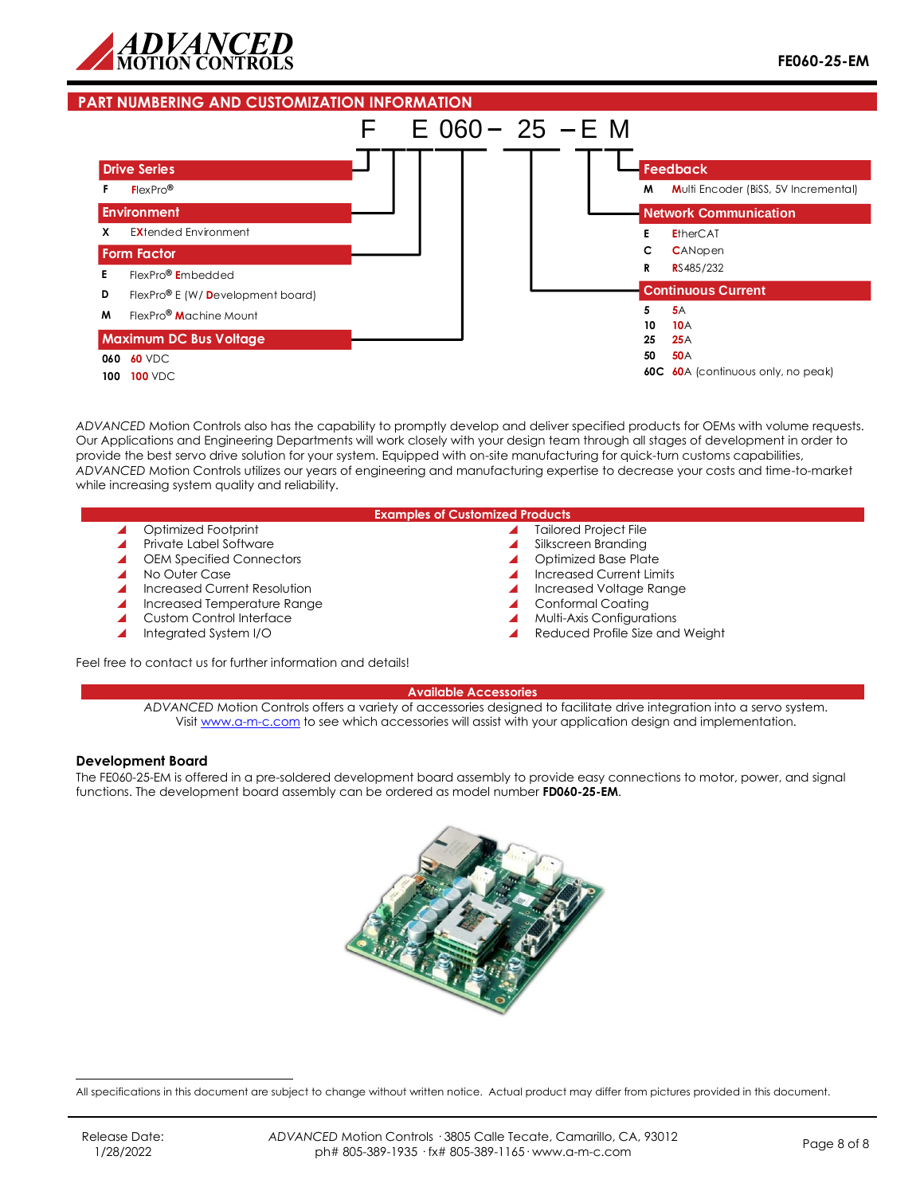## PART NUMBERING AND CUSTOMIZATION INFORMATION

F E 060 – 25 – E M

**Drive Series**

- F — FlexPro®

**Environment**

- X — EXtended Environment

**Form Factor**

- E — FlexPro® Embedded
- D — FlexPro® E (W/ Development board)
- M — FlexPro® Machine Mount

**Maximum DC Bus Voltage**

- 060 — 60 VDC
- 100 — 100 VDC

**Feedback**

- M — Multi Encoder (BiSS, 5V Incremental)

**Network Communication**

- E — EtherCAT
- C — CANopen
- R — RS485/232

**Continuous Current**

- 5 — 5A
- 10 — 10A
- 25 — 25A
- 50 — 50A
- 60C — 60A (continuous only, no peak)

*ADVANCED* Motion Controls also has the capability to promptly develop and deliver specified products for OEMs with volume requests. Our Applications and Engineering Departments will work closely with your design team through all stages of development in order to provide the best servo drive solution for your system. Equipped with on-site manufacturing for quick-turn customs capabilities, *ADVANCED* Motion Controls utilizes our years of engineering and manufacturing expertise to decrease your costs and time-to-market while increasing system quality and reliability.

### Examples of Customized Products

- Optimized Footprint
- Private Label Software
- OEM Specified Connectors
- No Outer Case
- Increased Current Resolution
- Increased Temperature Range
- Custom Control Interface
- Integrated System I/O
- Tailored Project File
- Silkscreen Branding
- Optimized Base Plate
- Increased Current Limits
- Increased Voltage Range
- Conformal Coating
- Multi-Axis Configurations
- Reduced Profile Size and Weight

Feel free to contact us for further information and details!

### Available Accessories

*ADVANCED* Motion Controls offers a variety of accessories designed to facilitate drive integration into a servo system. Visit www.a-m-c.com to see which accessories will assist with your application design and implementation.

### Development Board

The FE060-25-EM is offered in a pre-soldered development board assembly to provide easy connections to motor, power, and signal functions. The development board assembly can be ordered as model number **FD060-25-EM**.

All specifications in this document are subject to change without written notice. Actual product may differ from pictures provided in this document.